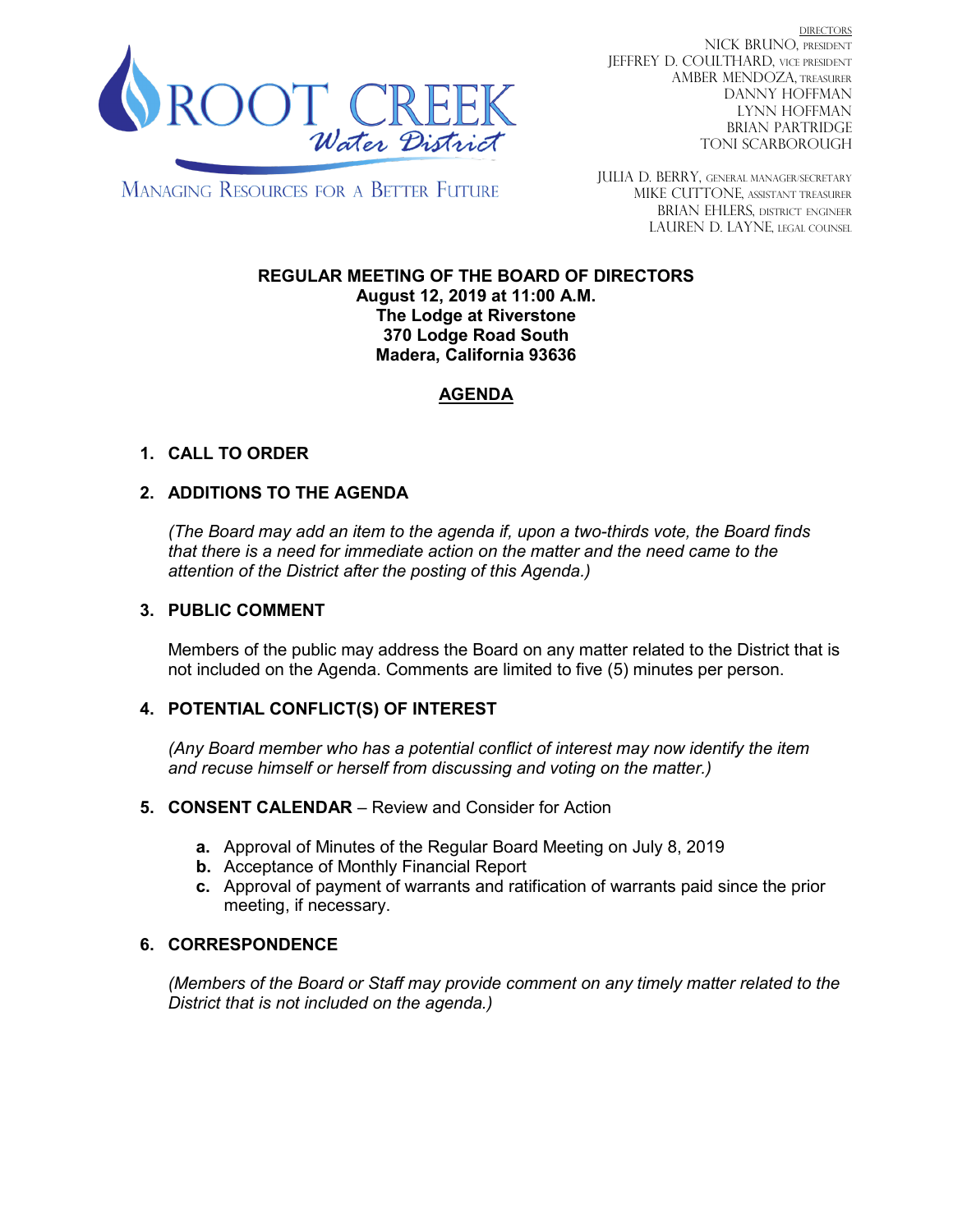ROOT CREEK Water District

MANAGING RESOURCES FOR A BETTER FUTURE

DIRECTORS
NICK BRUNO, PRESIDENT
JEFFREY D. COULTHARD, VICE PRESIDENT
AMBER MENDOZA, TREASURER
DANNY HOFFMAN
LYNN HOFFMAN
BRIAN PARTRIDGE
TONI SCARBOROUGH

JULIA D. BERRY, GENERAL MANAGER/SECRETARY
MIKE CUTTONE, ASSISTANT TREASURER
BRIAN EHLERS, DISTRICT ENGINEER
LAUREN D. LAYNE, LEGAL COUNSEL

**REGULAR MEETING OF THE BOARD OF DIRECTORS**
**August 12, 2019 at 11:00 A.M.**
**The Lodge at Riverstone**
**370 Lodge Road South**
**Madera, California 93636**

# AGENDA

1. **CALL TO ORDER**

2. **ADDITIONS TO THE AGENDA**

   *(The Board may add an item to the agenda if, upon a two-thirds vote, the Board finds that there is a need for immediate action on the matter and the need came to the attention of the District after the posting of this Agenda.)*

3. **PUBLIC COMMENT**

   Members of the public may address the Board on any matter related to the District that is not included on the Agenda. Comments are limited to five (5) minutes per person.

4. **POTENTIAL CONFLICT(S) OF INTEREST**

   *(Any Board member who has a potential conflict of interest may now identify the item and recuse himself or herself from discussing and voting on the matter.)*

5. **CONSENT CALENDAR** – Review and Consider for Action

   **a.** Approval of Minutes of the Regular Board Meeting on July 8, 2019
   **b.** Acceptance of Monthly Financial Report
   **c.** Approval of payment of warrants and ratification of warrants paid since the prior meeting, if necessary.

6. **CORRESPONDENCE**

   *(Members of the Board or Staff may provide comment on any timely matter related to the District that is not included on the agenda.)*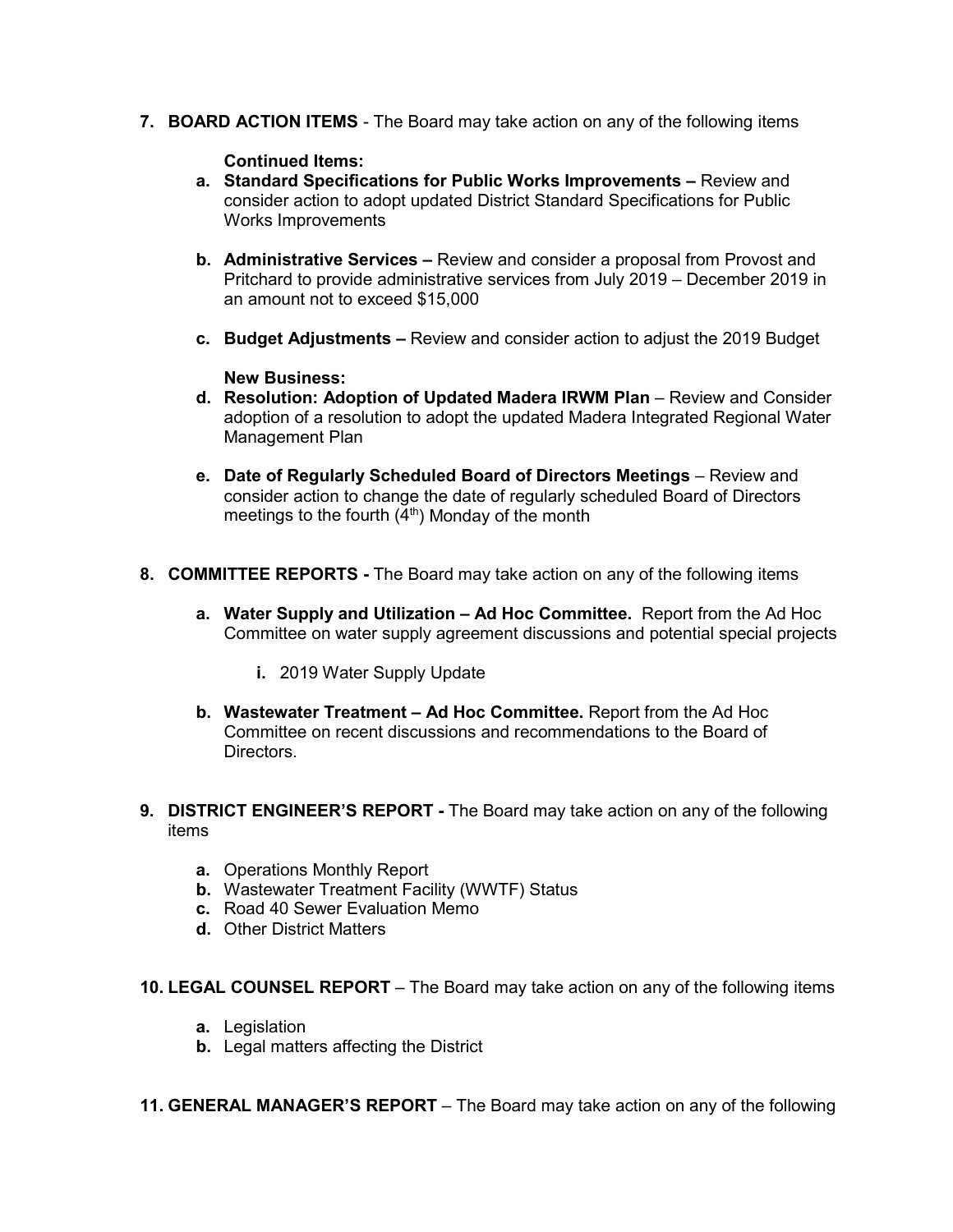7. **BOARD ACTION ITEMS** - The Board may take action on any of the following items

   **Continued Items:**

   a. **Standard Specifications for Public Works Improvements –** Review and consider action to adopt updated District Standard Specifications for Public Works Improvements

   b. **Administrative Services –** Review and consider a proposal from Provost and Pritchard to provide administrative services from July 2019 – December 2019 in an amount not to exceed $15,000

   c. **Budget Adjustments –** Review and consider action to adjust the 2019 Budget

   **New Business:**

   d. **Resolution: Adoption of Updated Madera IRWM Plan** – Review and Consider adoption of a resolution to adopt the updated Madera Integrated Regional Water Management Plan

   e. **Date of Regularly Scheduled Board of Directors Meetings** – Review and consider action to change the date of regularly scheduled Board of Directors meetings to the fourth (4th) Monday of the month

8. **COMMITTEE REPORTS -** The Board may take action on any of the following items

   a. **Water Supply and Utilization – Ad Hoc Committee.** Report from the Ad Hoc Committee on water supply agreement discussions and potential special projects

      i. 2019 Water Supply Update

   b. **Wastewater Treatment – Ad Hoc Committee.** Report from the Ad Hoc Committee on recent discussions and recommendations to the Board of Directors.

9. **DISTRICT ENGINEER'S REPORT -** The Board may take action on any of the following items

   a. Operations Monthly Report
   b. Wastewater Treatment Facility (WWTF) Status
   c. Road 40 Sewer Evaluation Memo
   d. Other District Matters

10. **LEGAL COUNSEL REPORT** – The Board may take action on any of the following items

    a. Legislation
    b. Legal matters affecting the District

11. **GENERAL MANAGER'S REPORT** – The Board may take action on any of the following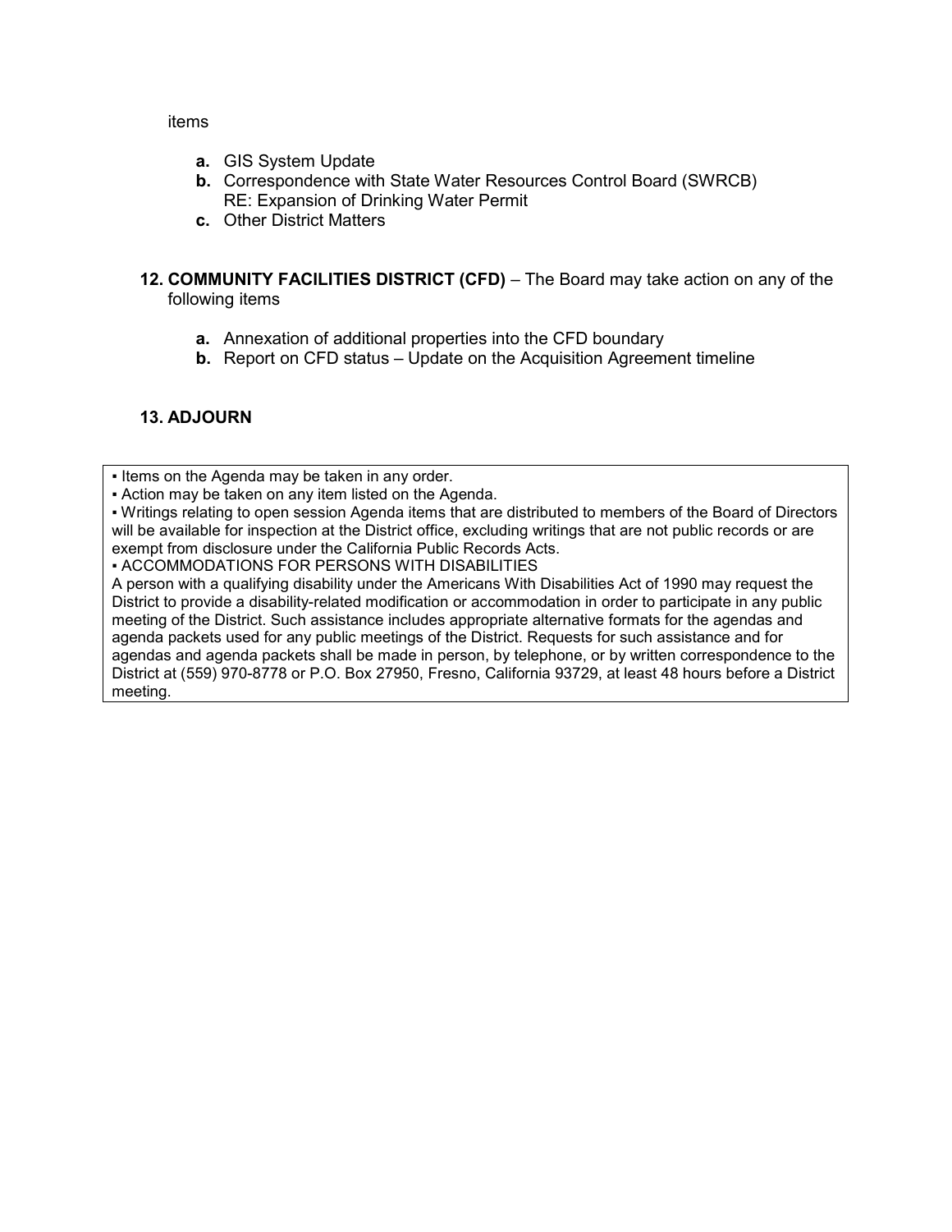items

- **a.** GIS System Update
- **b.** Correspondence with State Water Resources Control Board (SWRCB) RE: Expansion of Drinking Water Permit
- **c.** Other District Matters

**12. COMMUNITY FACILITIES DISTRICT (CFD)** – The Board may take action on any of the following items

- **a.** Annexation of additional properties into the CFD boundary
- **b.** Report on CFD status – Update on the Acquisition Agreement timeline

**13. ADJOURN**

▪ Items on the Agenda may be taken in any order.
▪ Action may be taken on any item listed on the Agenda.
▪ Writings relating to open session Agenda items that are distributed to members of the Board of Directors will be available for inspection at the District office, excluding writings that are not public records or are exempt from disclosure under the California Public Records Acts.
▪ ACCOMMODATIONS FOR PERSONS WITH DISABILITIES
A person with a qualifying disability under the Americans With Disabilities Act of 1990 may request the District to provide a disability-related modification or accommodation in order to participate in any public meeting of the District. Such assistance includes appropriate alternative formats for the agendas and agenda packets used for any public meetings of the District. Requests for such assistance and for agendas and agenda packets shall be made in person, by telephone, or by written correspondence to the District at (559) 970-8778 or P.O. Box 27950, Fresno, California 93729, at least 48 hours before a District meeting.